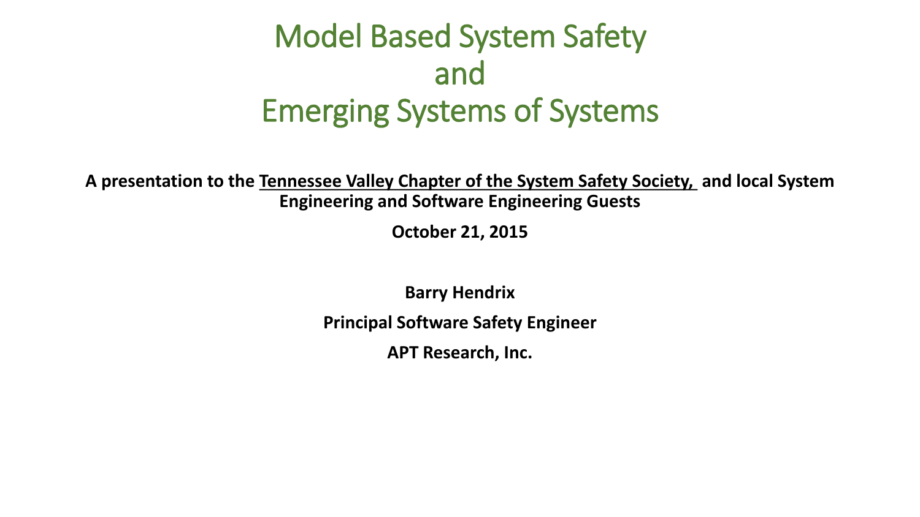# Model Based System Safety and Emerging Systems of Systems

**A presentation to the Tennessee Valley Chapter of the System Safety Society, and local System Engineering and Software Engineering Guests**

**October 21, 2015**

**Barry Hendrix**

**Principal Software Safety Engineer**

**APT Research, Inc.**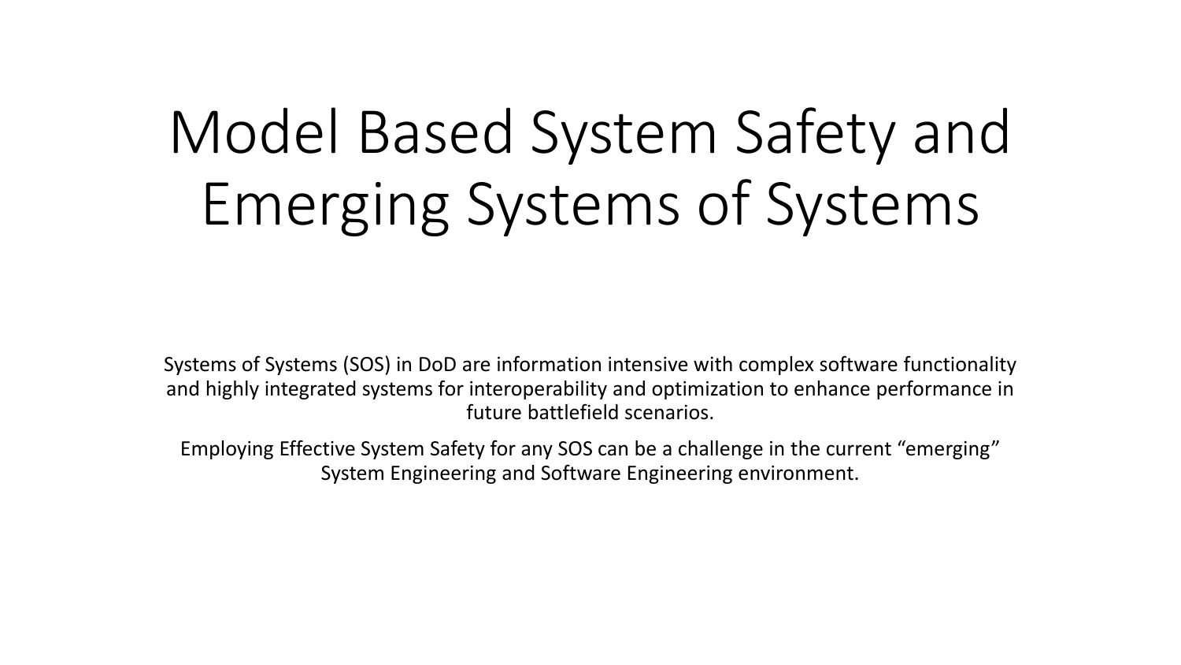# Model Based System Safety and Emerging Systems of Systems

Systems of Systems (SOS) in DoD are information intensive with complex software functionality and highly integrated systems for interoperability and optimization to enhance performance in future battlefield scenarios.

Employing Effective System Safety for any SOS can be a challenge in the current "emerging" System Engineering and Software Engineering environment.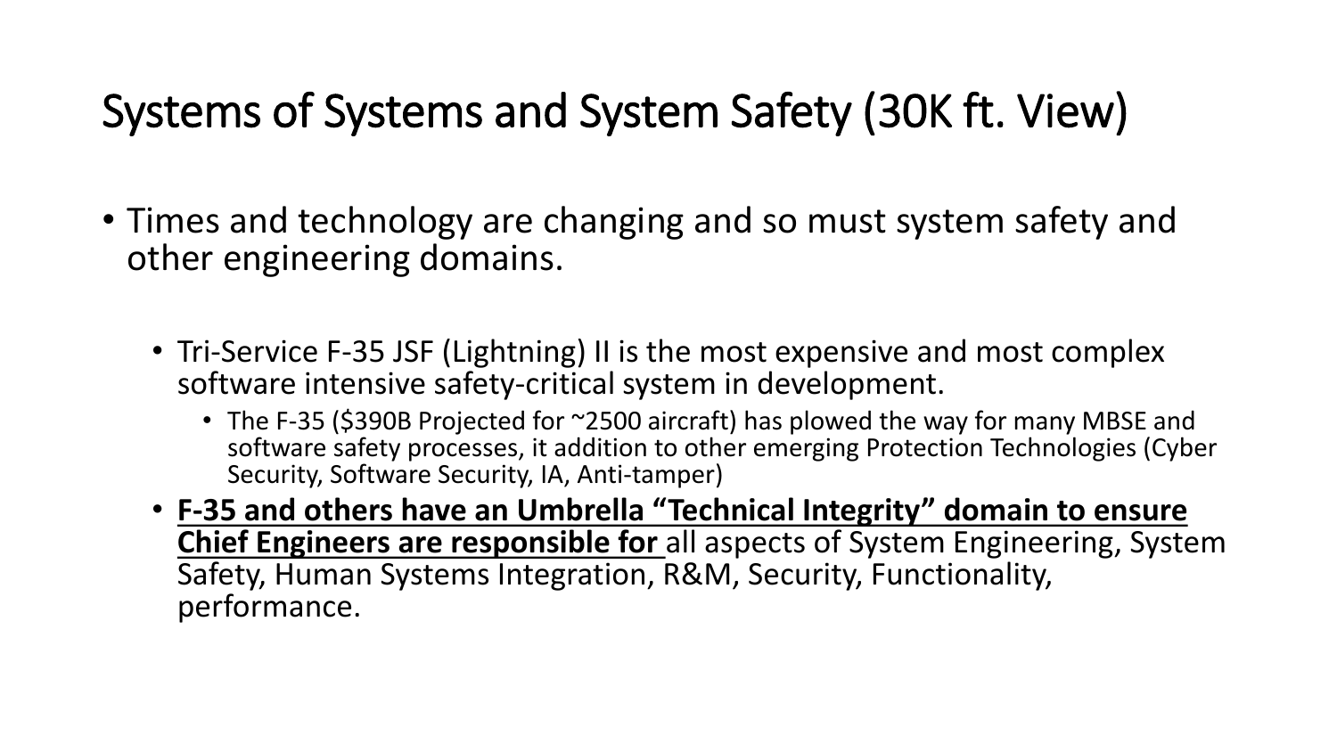# Systems of Systems and System Safety (30K ft. View)

- Times and technology are changing and so must system safety and other engineering domains.
  - Tri-Service F-35 JSF (Lightning) II is the most expensive and most complex software intensive safety-critical system in development.
    - The F-35 ($390B Projected for ~2500 aircraft) has plowed the way for many MBSE and software safety processes, it addition to other emerging Protection Technologies (Cyber Security, Software Security, IA, Anti-tamper)
  - **F-35 and others have an Umbrella "Technical Integrity" domain to ensure Chief Engineers are responsible for** all aspects of System Engineering, System Safety, Human Systems Integration, R&M, Security, Functionality, performance.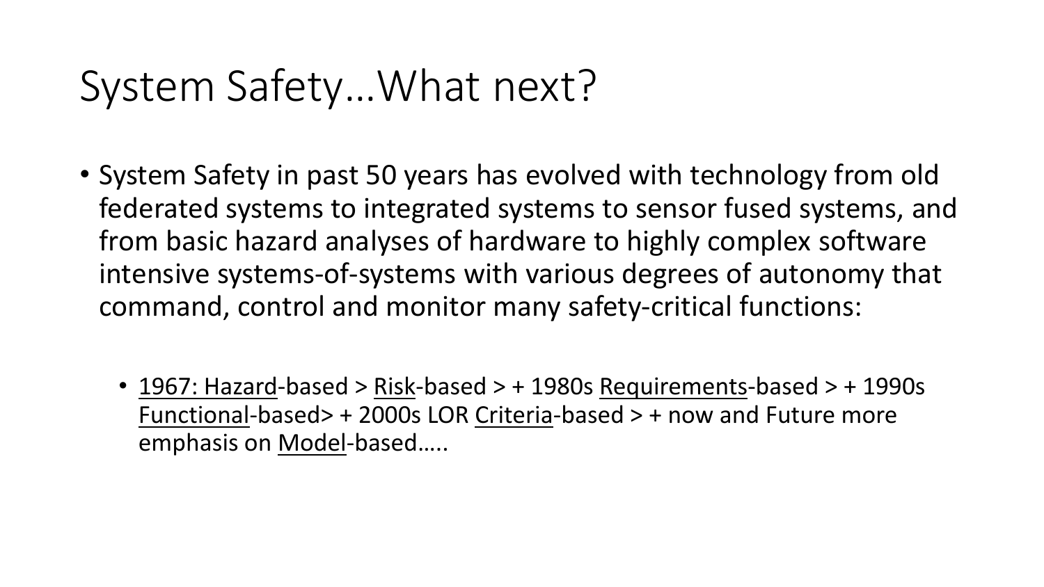# System Safety…What next?

- System Safety in past 50 years has evolved with technology from old federated systems to integrated systems to sensor fused systems, and from basic hazard analyses of hardware to highly complex software intensive systems-of-systems with various degrees of autonomy that command, control and monitor many safety-critical functions:
  - <u>1967: Hazard</u>-based > <u>Risk</u>-based > + 1980s <u>Requirements</u>-based > + 1990s <u>Functional</u>-based> + 2000s LOR <u>Criteria</u>-based > + now and Future more emphasis on <u>Model</u>-based…..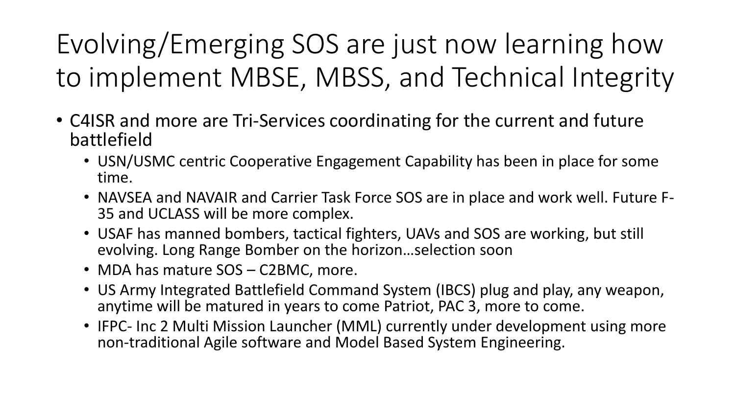# Evolving/Emerging SOS are just now learning how to implement MBSE, MBSS, and Technical Integrity

- C4ISR and more are Tri-Services coordinating for the current and future battlefield
  - USN/USMC centric Cooperative Engagement Capability has been in place for some time.
  - NAVSEA and NAVAIR and Carrier Task Force SOS are in place and work well. Future F-35 and UCLASS will be more complex.
  - USAF has manned bombers, tactical fighters, UAVs and SOS are working, but still evolving. Long Range Bomber on the horizon…selection soon
  - MDA has mature SOS – C2BMC, more.
  - US Army Integrated Battlefield Command System (IBCS) plug and play, any weapon, anytime will be matured in years to come Patriot, PAC 3, more to come.
  - IFPC- Inc 2 Multi Mission Launcher (MML) currently under development using more non-traditional Agile software and Model Based System Engineering.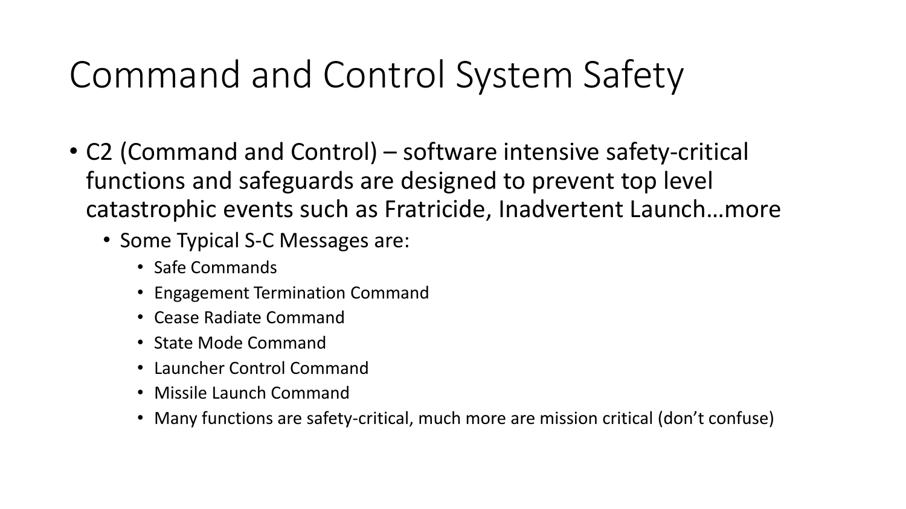# Command and Control System Safety

- C2 (Command and Control) – software intensive safety-critical functions and safeguards are designed to prevent top level catastrophic events such as Fratricide, Inadvertent Launch…more
  - Some Typical S-C Messages are:
    - Safe Commands
    - Engagement Termination Command
    - Cease Radiate Command
    - State Mode Command
    - Launcher Control Command
    - Missile Launch Command
    - Many functions are safety-critical, much more are mission critical (don't confuse)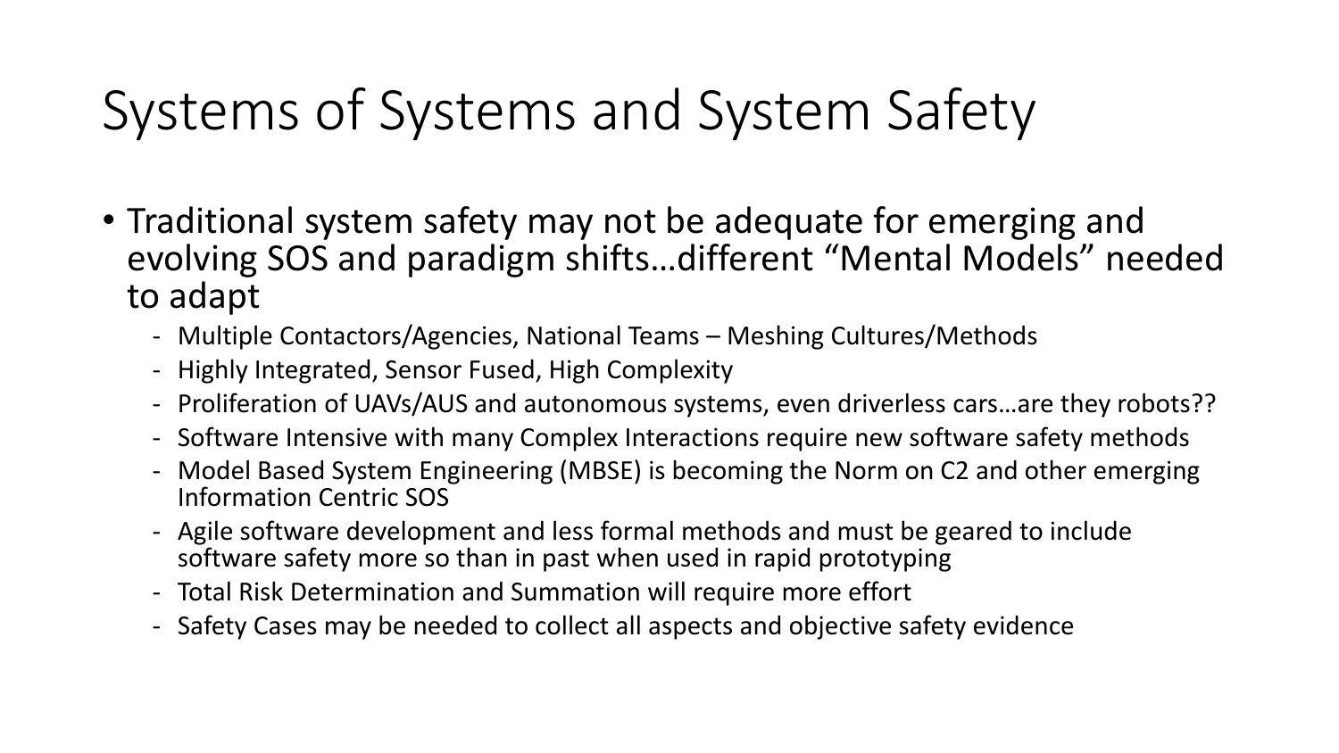# Systems of Systems and System Safety

- Traditional system safety may not be adequate for emerging and evolving SOS and paradigm shifts…different "Mental Models" needed to adapt
  - Multiple Contactors/Agencies, National Teams – Meshing Cultures/Methods
  - Highly Integrated, Sensor Fused, High Complexity
  - Proliferation of UAVs/AUS and autonomous systems, even driverless cars…are they robots??
  - Software Intensive with many Complex Interactions require new software safety methods
  - Model Based System Engineering (MBSE) is becoming the Norm on C2 and other emerging Information Centric SOS
  - Agile software development and less formal methods and must be geared to include software safety more so than in past when used in rapid prototyping
  - Total Risk Determination and Summation will require more effort
  - Safety Cases may be needed to collect all aspects and objective safety evidence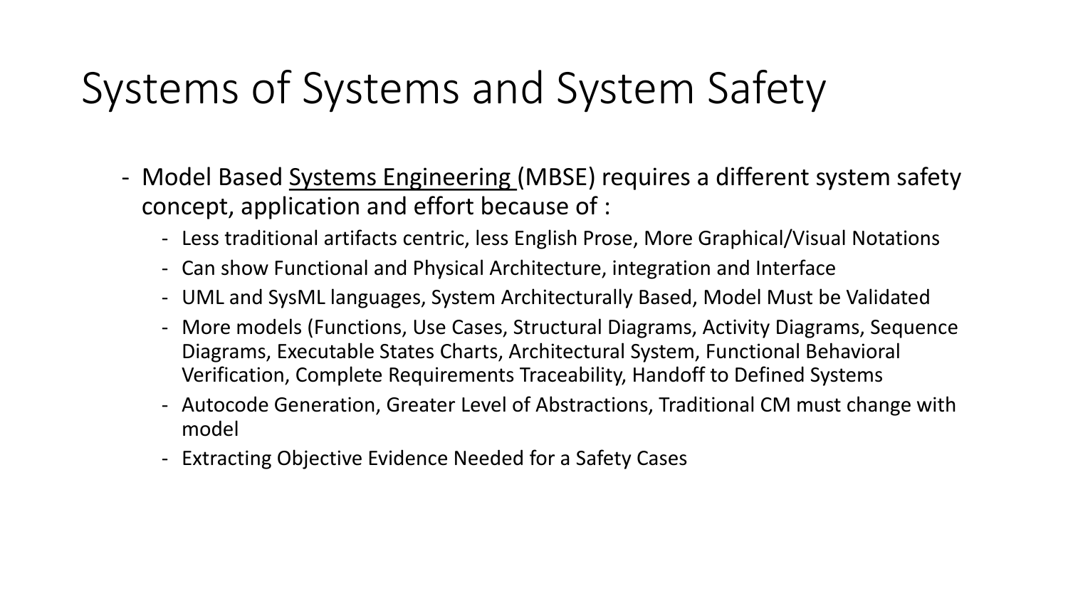# Systems of Systems and System Safety

- Model Based Systems Engineering (MBSE) requires a different system safety concept, application and effort because of :
  - Less traditional artifacts centric, less English Prose, More Graphical/Visual Notations
  - Can show Functional and Physical Architecture, integration and Interface
  - UML and SysML languages, System Architecturally Based, Model Must be Validated
  - More models (Functions, Use Cases, Structural Diagrams, Activity Diagrams, Sequence Diagrams, Executable States Charts, Architectural System, Functional Behavioral Verification, Complete Requirements Traceability, Handoff to Defined Systems
  - Autocode Generation, Greater Level of Abstractions, Traditional CM must change with model
  - Extracting Objective Evidence Needed for a Safety Cases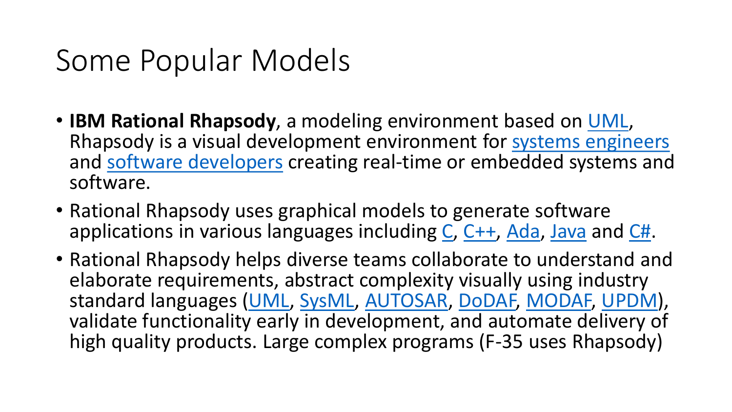# Some Popular Models

- **IBM Rational Rhapsody**, a modeling environment based on UML, Rhapsody is a visual development environment for systems engineers and software developers creating real-time or embedded systems and software.
- Rational Rhapsody uses graphical models to generate software applications in various languages including C, C++, Ada, Java and C#.
- Rational Rhapsody helps diverse teams collaborate to understand and elaborate requirements, abstract complexity visually using industry standard languages (UML, SysML, AUTOSAR, DoDAF, MODAF, UPDM), validate functionality early in development, and automate delivery of high quality products. Large complex programs (F-35 uses Rhapsody)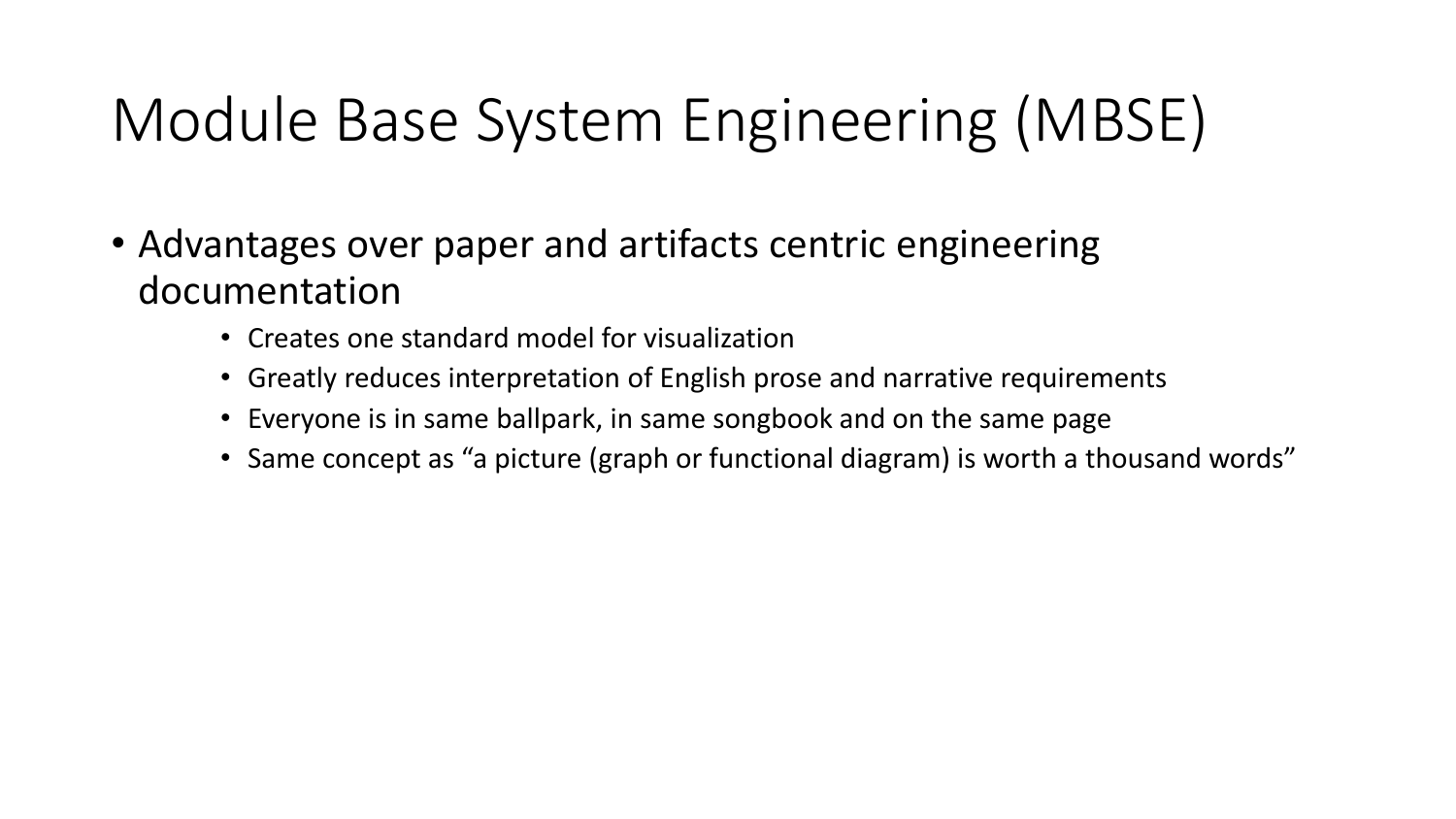# Module Base System Engineering (MBSE)

- Advantages over paper and artifacts centric engineering documentation
    - Creates one standard model for visualization
    - Greatly reduces interpretation of English prose and narrative requirements
    - Everyone is in same ballpark, in same songbook and on the same page
    - Same concept as “a picture (graph or functional diagram) is worth a thousand words”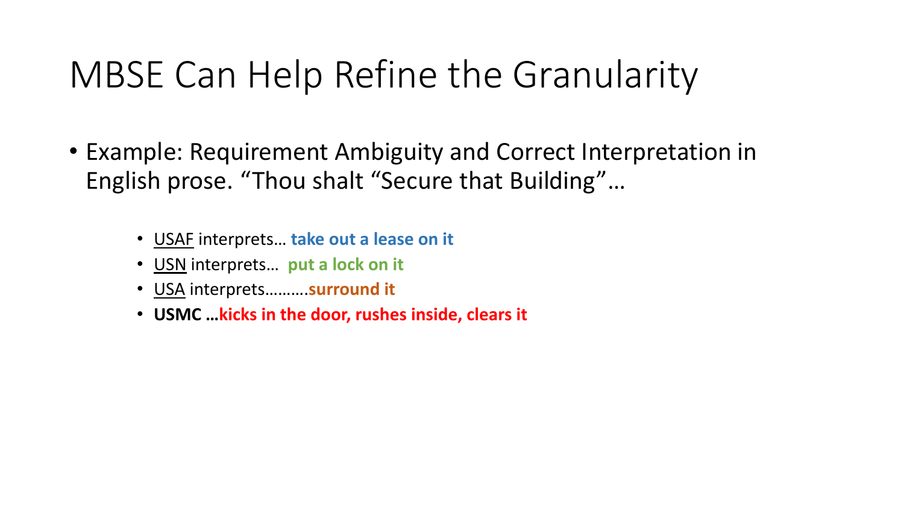# MBSE Can Help Refine the Granularity

- Example: Requirement Ambiguity and Correct Interpretation in English prose. “Thou shalt “Secure that Building”…
  - USAF interprets… **take out a lease on it**
  - USN interprets… **put a lock on it**
  - USA interprets……….**surround it**
  - **USMC …kicks in the door, rushes inside, clears it**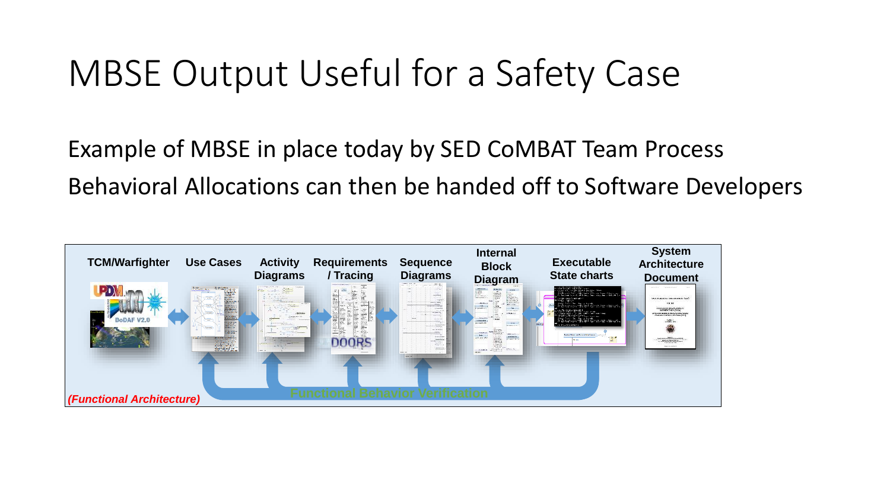# MBSE Output Useful for a Safety Case

Example of MBSE in place today by SED CoMBAT Team Process

Behavioral Allocations can then be handed off to Software Developers

**TCM/Warfighter** | **Use Cases** | **Activity Diagrams** | **Requirements / Tracing** | **Sequence Diagrams** | **Internal Block Diagram** | **Executable State charts** | **System Architecture Document**

Functional Behavior Verification

***(Functional Architecture)***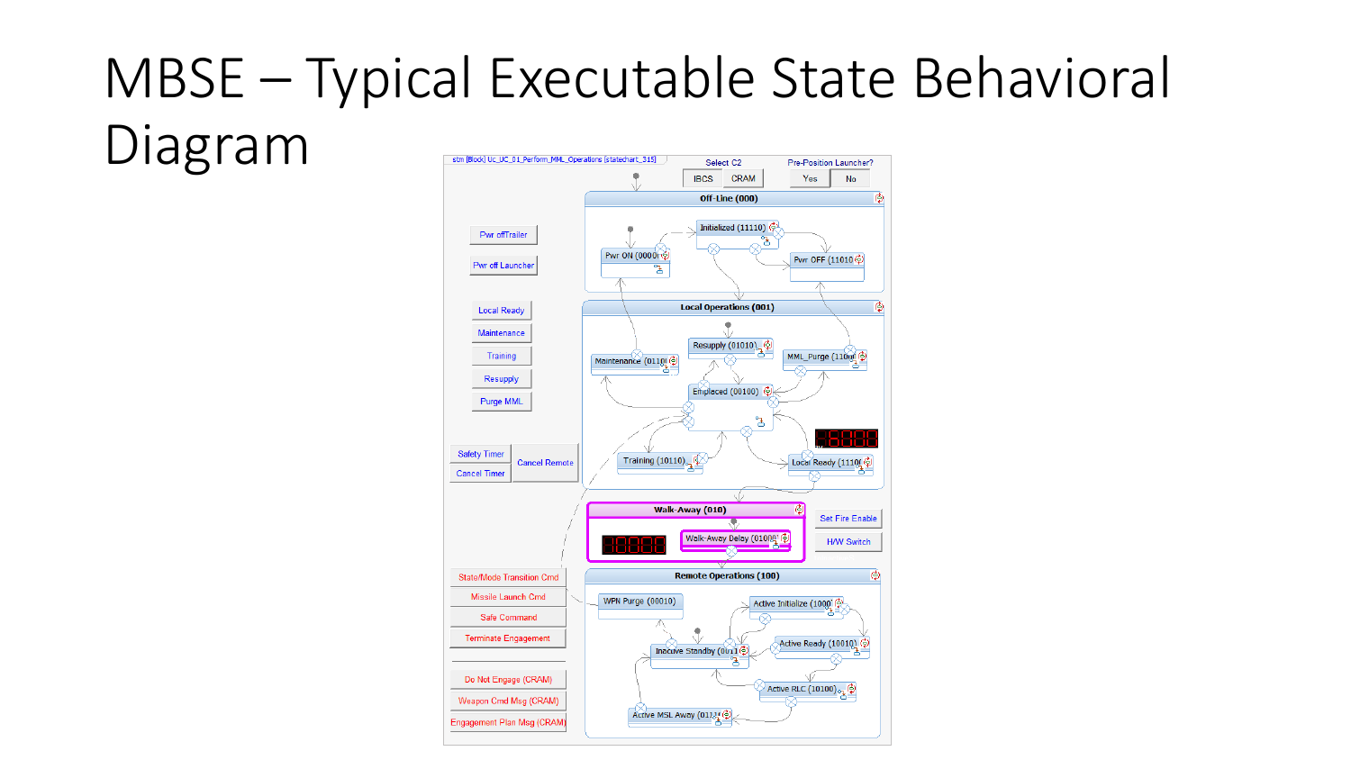# MBSE – Typical Executable State Behavioral Diagram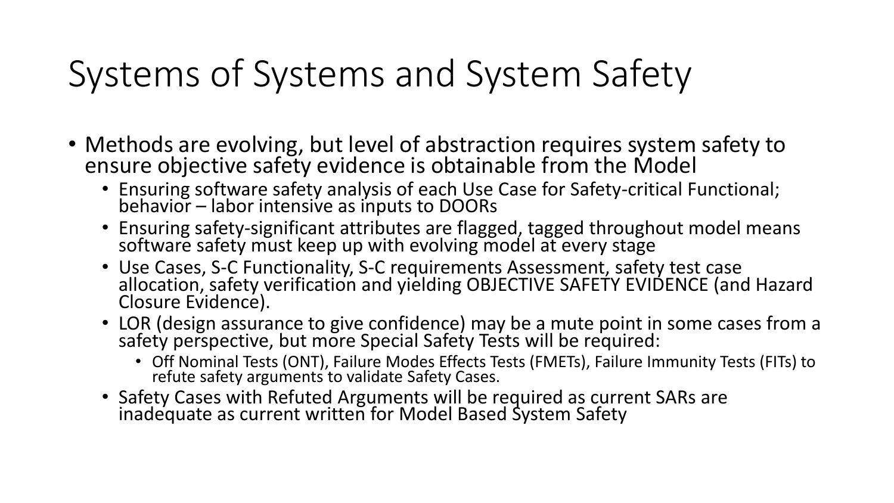# Systems of Systems and System Safety

- Methods are evolving, but level of abstraction requires system safety to ensure objective safety evidence is obtainable from the Model
  - Ensuring software safety analysis of each Use Case for Safety-critical Functional; behavior – labor intensive as inputs to DOORs
  - Ensuring safety-significant attributes are flagged, tagged throughout model means software safety must keep up with evolving model at every stage
  - Use Cases, S-C Functionality, S-C requirements Assessment, safety test case allocation, safety verification and yielding OBJECTIVE SAFETY EVIDENCE (and Hazard Closure Evidence).
  - LOR (design assurance to give confidence) may be a mute point in some cases from a safety perspective, but more Special Safety Tests will be required:
    - Off Nominal Tests (ONT), Failure Modes Effects Tests (FMETs), Failure Immunity Tests (FITs) to refute safety arguments to validate Safety Cases.
  - Safety Cases with Refuted Arguments will be required as current SARs are inadequate as current written for Model Based System Safety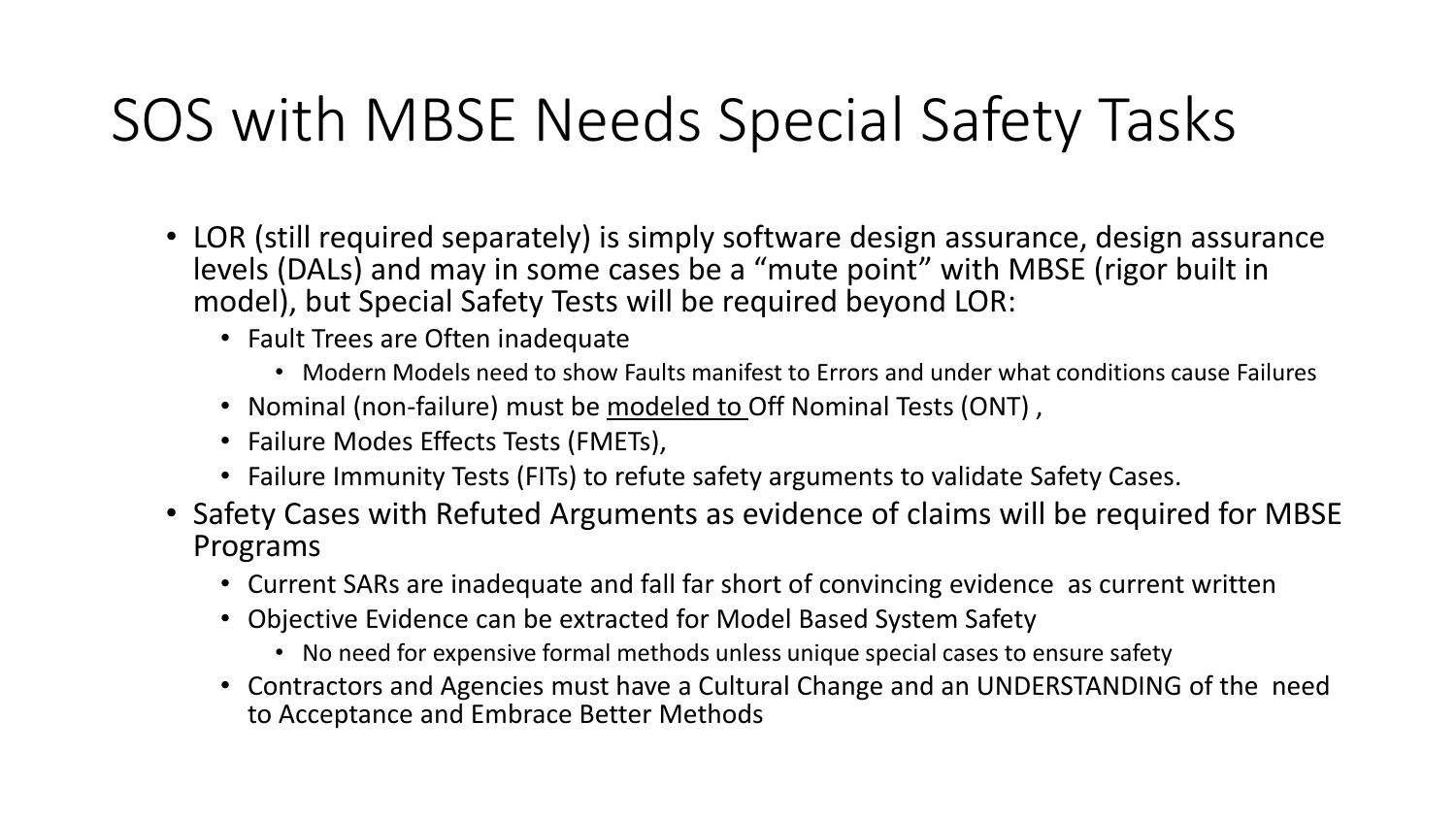# SOS with MBSE Needs Special Safety Tasks

- LOR (still required separately) is simply software design assurance, design assurance levels (DALs) and may in some cases be a “mute point” with MBSE (rigor built in model), but Special Safety Tests will be required beyond LOR:
  - Fault Trees are Often inadequate
    - Modern Models need to show Faults manifest to Errors and under what conditions cause Failures
  - Nominal (non-failure) must be <u>modeled to</u> Off Nominal Tests (ONT) ,
  - Failure Modes Effects Tests (FMETs),
  - Failure Immunity Tests (FITs) to refute safety arguments to validate Safety Cases.
- Safety Cases with Refuted Arguments as evidence of claims will be required for MBSE Programs
  - Current SARs are inadequate and fall far short of convincing evidence as current written
  - Objective Evidence can be extracted for Model Based System Safety
    - No need for expensive formal methods unless unique special cases to ensure safety
  - Contractors and Agencies must have a Cultural Change and an UNDERSTANDING of the need to Acceptance and Embrace Better Methods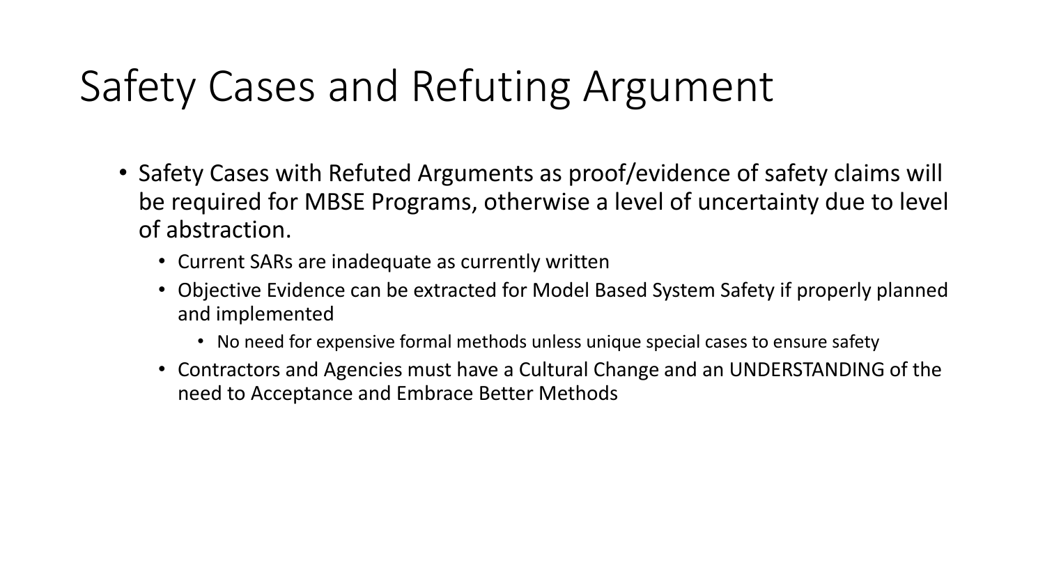# Safety Cases and Refuting Argument

- Safety Cases with Refuted Arguments as proof/evidence of safety claims will be required for MBSE Programs, otherwise a level of uncertainty due to level of abstraction.
  - Current SARs are inadequate as currently written
  - Objective Evidence can be extracted for Model Based System Safety if properly planned and implemented
    - No need for expensive formal methods unless unique special cases to ensure safety
  - Contractors and Agencies must have a Cultural Change and an UNDERSTANDING of the need to Acceptance and Embrace Better Methods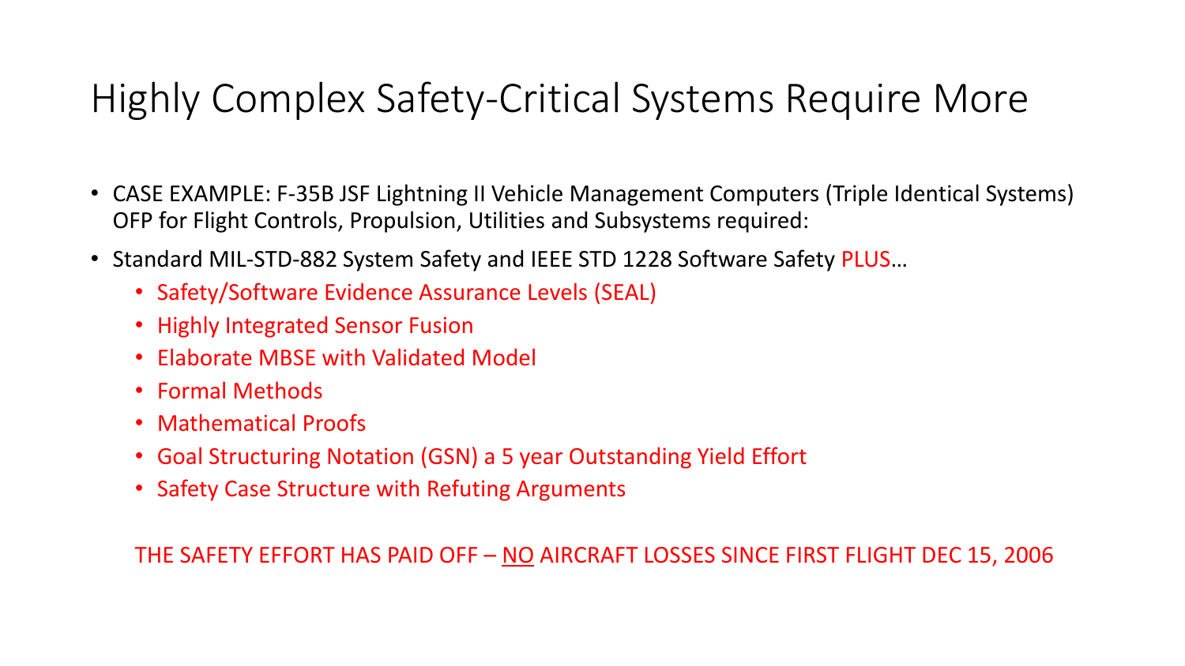# Highly Complex Safety-Critical Systems Require More

- CASE EXAMPLE: F-35B JSF Lightning II Vehicle Management Computers (Triple Identical Systems) OFP for Flight Controls, Propulsion, Utilities and Subsystems required:
- Standard MIL-STD-882 System Safety and IEEE STD 1228 Software Safety PLUS…
  - Safety/Software Evidence Assurance Levels (SEAL)
  - Highly Integrated Sensor Fusion
  - Elaborate MBSE with Validated Model
  - Formal Methods
  - Mathematical Proofs
  - Goal Structuring Notation (GSN) a 5 year Outstanding Yield Effort
  - Safety Case Structure with Refuting Arguments

THE SAFETY EFFORT HAS PAID OFF – <u>NO</u> AIRCRAFT LOSSES SINCE FIRST FLIGHT DEC 15, 2006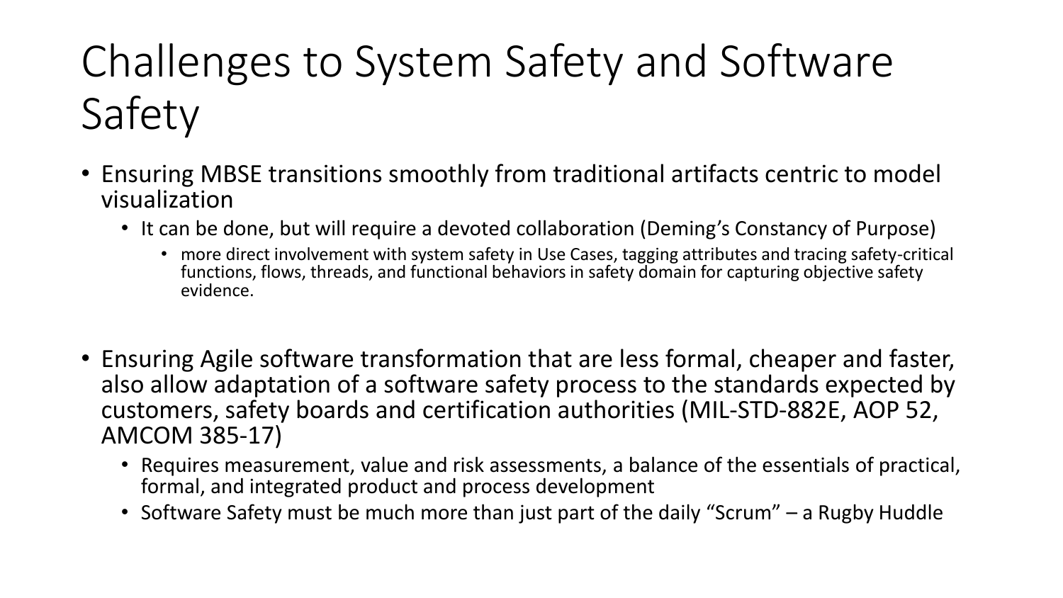# Challenges to System Safety and Software Safety

- Ensuring MBSE transitions smoothly from traditional artifacts centric to model visualization
  - It can be done, but will require a devoted collaboration (Deming's Constancy of Purpose)
    - more direct involvement with system safety in Use Cases, tagging attributes and tracing safety-critical functions, flows, threads, and functional behaviors in safety domain for capturing objective safety evidence.

- Ensuring Agile software transformation that are less formal, cheaper and faster, also allow adaptation of a software safety process to the standards expected by customers, safety boards and certification authorities (MIL-STD-882E, AOP 52, AMCOM 385-17)
  - Requires measurement, value and risk assessments, a balance of the essentials of practical, formal, and integrated product and process development
  - Software Safety must be much more than just part of the daily "Scrum" – a Rugby Huddle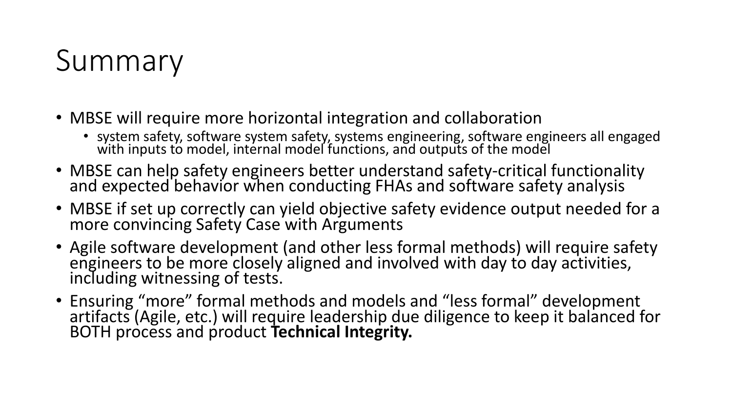# Summary

- MBSE will require more horizontal integration and collaboration
  - system safety, software system safety, systems engineering, software engineers all engaged with inputs to model, internal model functions, and outputs of the model
- MBSE can help safety engineers better understand safety-critical functionality and expected behavior when conducting FHAs and software safety analysis
- MBSE if set up correctly can yield objective safety evidence output needed for a more convincing Safety Case with Arguments
- Agile software development (and other less formal methods) will require safety engineers to be more closely aligned and involved with day to day activities, including witnessing of tests.
- Ensuring “more” formal methods and models and “less formal” development artifacts (Agile, etc.) will require leadership due diligence to keep it balanced for BOTH process and product **Technical Integrity.**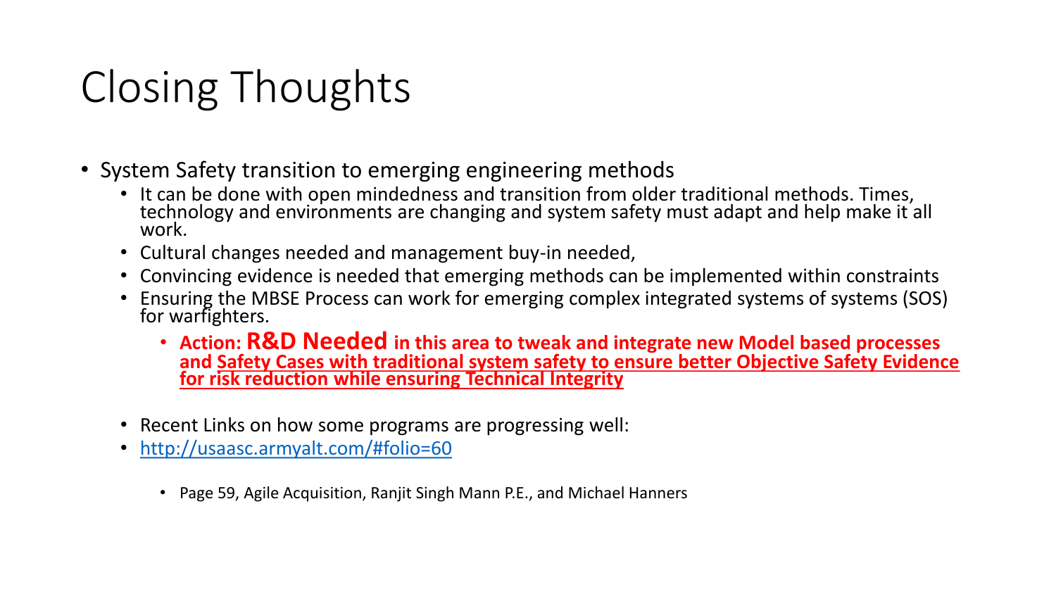# Closing Thoughts

- System Safety transition to emerging engineering methods
  - It can be done with open mindedness and transition from older traditional methods. Times, technology and environments are changing and system safety must adapt and help make it all work.
  - Cultural changes needed and management buy-in needed,
  - Convincing evidence is needed that emerging methods can be implemented within constraints
  - Ensuring the MBSE Process can work for emerging complex integrated systems of systems (SOS) for warfighters.
    - **Action: R&D Needed in this area to tweak and integrate new Model based processes and <u>Safety Cases with traditional system safety to ensure better Objective Safety Evidence for risk reduction while ensuring Technical Integrity</u>**
  - Recent Links on how some programs are progressing well:
  - [http://usaasc.armyalt.com/#folio=60](http://usaasc.armyalt.com/#folio=60)
    - Page 59, Agile Acquisition, Ranjit Singh Mann P.E., and Michael Hanners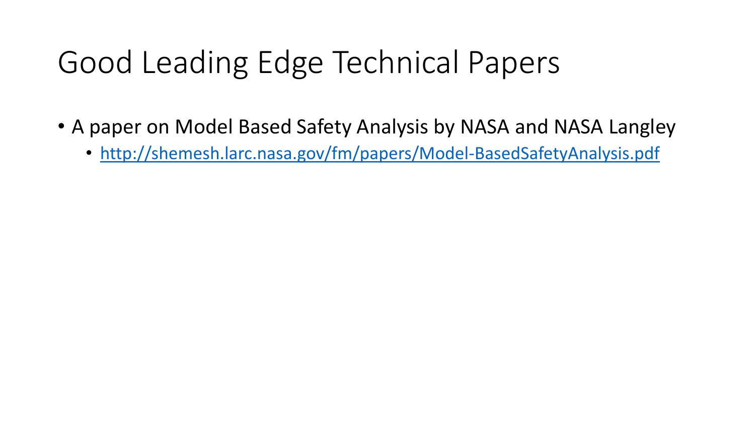# Good Leading Edge Technical Papers

- A paper on Model Based Safety Analysis by NASA and NASA Langley
  - http://shemesh.larc.nasa.gov/fm/papers/Model-BasedSafetyAnalysis.pdf